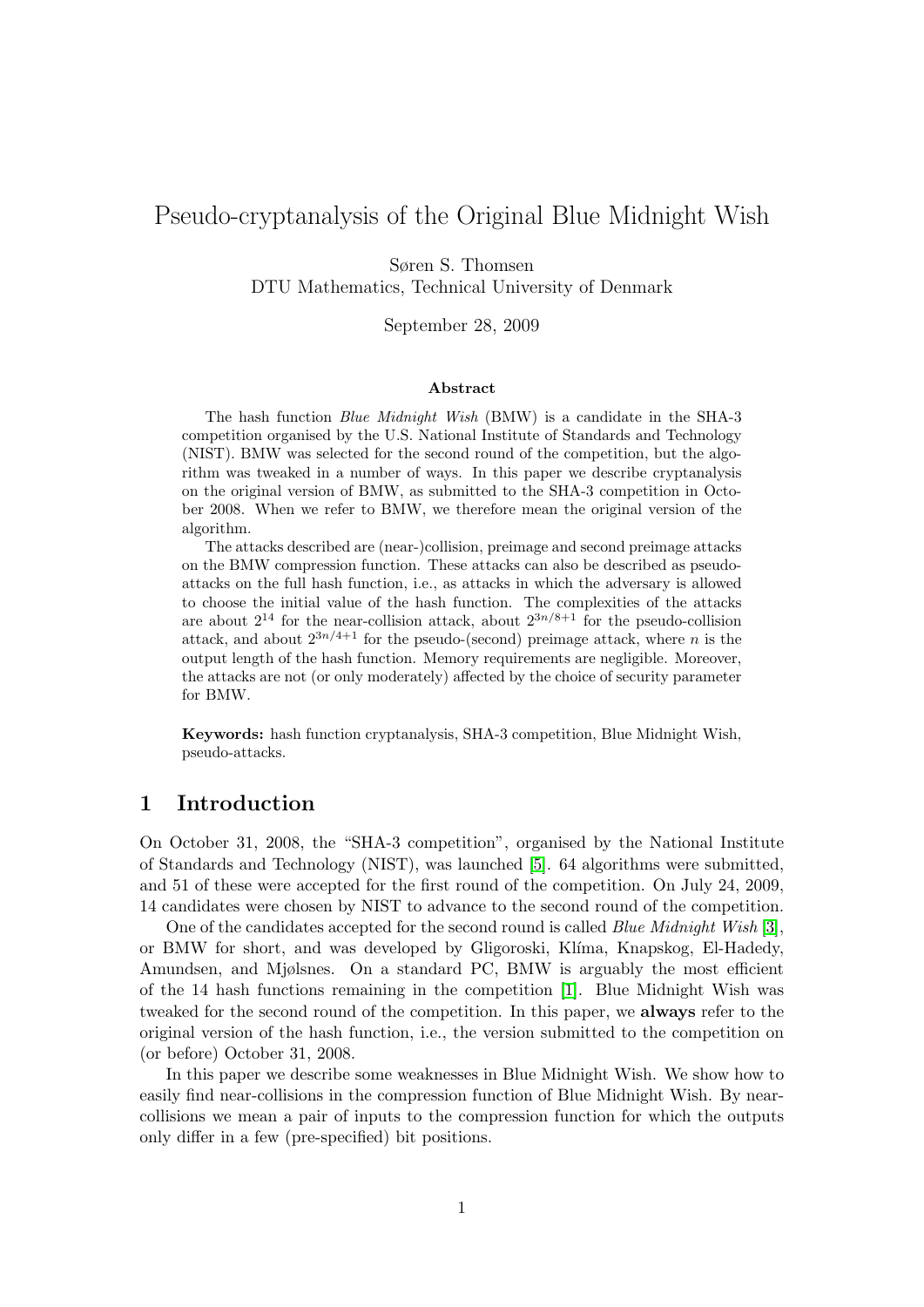# Pseudo-cryptanalysis of the Original Blue Midnight Wish

Søren S. Thomsen
DTU Mathematics, Technical University of Denmark

September 28, 2009

### Abstract

The hash function *Blue Midnight Wish* (BMW) is a candidate in the SHA-3 competition organised by the U.S. National Institute of Standards and Technology (NIST). BMW was selected for the second round of the competition, but the algorithm was tweaked in a number of ways. In this paper we describe cryptanalysis on the original version of BMW, as submitted to the SHA-3 competition in October 2008. When we refer to BMW, we therefore mean the original version of the algorithm.

The attacks described are (near-)collision, preimage and second preimage attacks on the BMW compression function. These attacks can also be described as pseudo-attacks on the full hash function, i.e., as attacks in which the adversary is allowed to choose the initial value of the hash function. The complexities of the attacks are about $2^{14}$ for the near-collision attack, about $2^{3n/8+1}$ for the pseudo-collision attack, and about $2^{3n/4+1}$ for the pseudo-(second) preimage attack, where $n$ is the output length of the hash function. Memory requirements are negligible. Moreover, the attacks are not (or only moderately) affected by the choice of security parameter for BMW.

**Keywords:** hash function cryptanalysis, SHA-3 competition, Blue Midnight Wish, pseudo-attacks.

## 1 Introduction

On October 31, 2008, the "SHA-3 competition", organised by the National Institute of Standards and Technology (NIST), was launched [5]. 64 algorithms were submitted, and 51 of these were accepted for the first round of the competition. On July 24, 2009, 14 candidates were chosen by NIST to advance to the second round of the competition.

One of the candidates accepted for the second round is called *Blue Midnight Wish* [3], or BMW for short, and was developed by Gligoroski, Klíma, Knapskog, El-Hadedy, Amundsen, and Mjølsnes. On a standard PC, BMW is arguably the most efficient of the 14 hash functions remaining in the competition [1]. Blue Midnight Wish was tweaked for the second round of the competition. In this paper, we **always** refer to the original version of the hash function, i.e., the version submitted to the competition on (or before) October 31, 2008.

In this paper we describe some weaknesses in Blue Midnight Wish. We show how to easily find near-collisions in the compression function of Blue Midnight Wish. By near-collisions we mean a pair of inputs to the compression function for which the outputs only differ in a few (pre-specified) bit positions.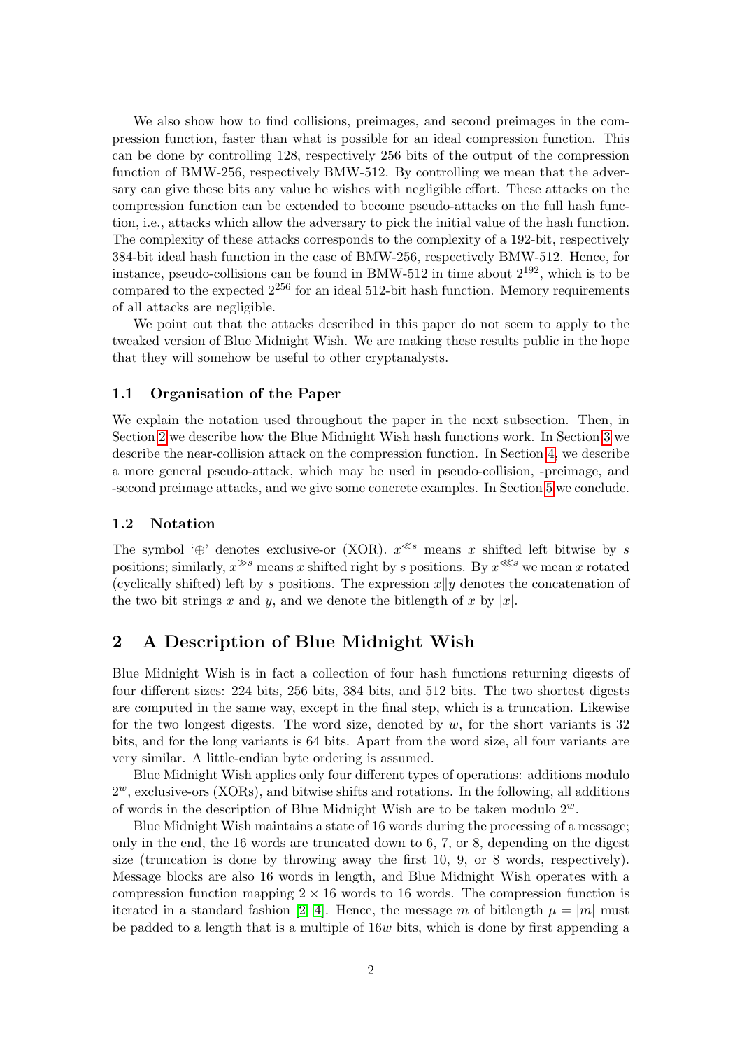We also show how to find collisions, preimages, and second preimages in the compression function, faster than what is possible for an ideal compression function. This can be done by controlling 128, respectively 256 bits of the output of the compression function of BMW-256, respectively BMW-512. By controlling we mean that the adversary can give these bits any value he wishes with negligible effort. These attacks on the compression function can be extended to become pseudo-attacks on the full hash function, i.e., attacks which allow the adversary to pick the initial value of the hash function. The complexity of these attacks corresponds to the complexity of a 192-bit, respectively 384-bit ideal hash function in the case of BMW-256, respectively BMW-512. Hence, for instance, pseudo-collisions can be found in BMW-512 in time about $2^{192}$, which is to be compared to the expected $2^{256}$ for an ideal 512-bit hash function. Memory requirements of all attacks are negligible.

We point out that the attacks described in this paper do not seem to apply to the tweaked version of Blue Midnight Wish. We are making these results public in the hope that they will somehow be useful to other cryptanalysts.

### 1.1 Organisation of the Paper

We explain the notation used throughout the paper in the next subsection. Then, in Section 2 we describe how the Blue Midnight Wish hash functions work. In Section 3 we describe the near-collision attack on the compression function. In Section 4, we describe a more general pseudo-attack, which may be used in pseudo-collision, -preimage, and -second preimage attacks, and we give some concrete examples. In Section 5 we conclude.

### 1.2 Notation

The symbol '$\oplus$' denotes exclusive-or (XOR). $x^{\ll s}$ means $x$ shifted left bitwise by $s$ positions; similarly, $x^{\gg s}$ means $x$ shifted right by $s$ positions. By $x^{\lll s}$ we mean $x$ rotated (cyclically shifted) left by $s$ positions. The expression $x\|y$ denotes the concatenation of the two bit strings $x$ and $y$, and we denote the bitlength of $x$ by $|x|$.

## 2 A Description of Blue Midnight Wish

Blue Midnight Wish is in fact a collection of four hash functions returning digests of four different sizes: 224 bits, 256 bits, 384 bits, and 512 bits. The two shortest digests are computed in the same way, except in the final step, which is a truncation. Likewise for the two longest digests. The word size, denoted by $w$, for the short variants is 32 bits, and for the long variants is 64 bits. Apart from the word size, all four variants are very similar. A little-endian byte ordering is assumed.

Blue Midnight Wish applies only four different types of operations: additions modulo $2^w$, exclusive-ors (XORs), and bitwise shifts and rotations. In the following, all additions of words in the description of Blue Midnight Wish are to be taken modulo $2^w$.

Blue Midnight Wish maintains a state of 16 words during the processing of a message; only in the end, the 16 words are truncated down to 6, 7, or 8, depending on the digest size (truncation is done by throwing away the first 10, 9, or 8 words, respectively). Message blocks are also 16 words in length, and Blue Midnight Wish operates with a compression function mapping $2 \times 16$ words to 16 words. The compression function is iterated in a standard fashion [2, 4]. Hence, the message $m$ of bitlength $\mu = |m|$ must be padded to a length that is a multiple of $16w$ bits, which is done by first appending a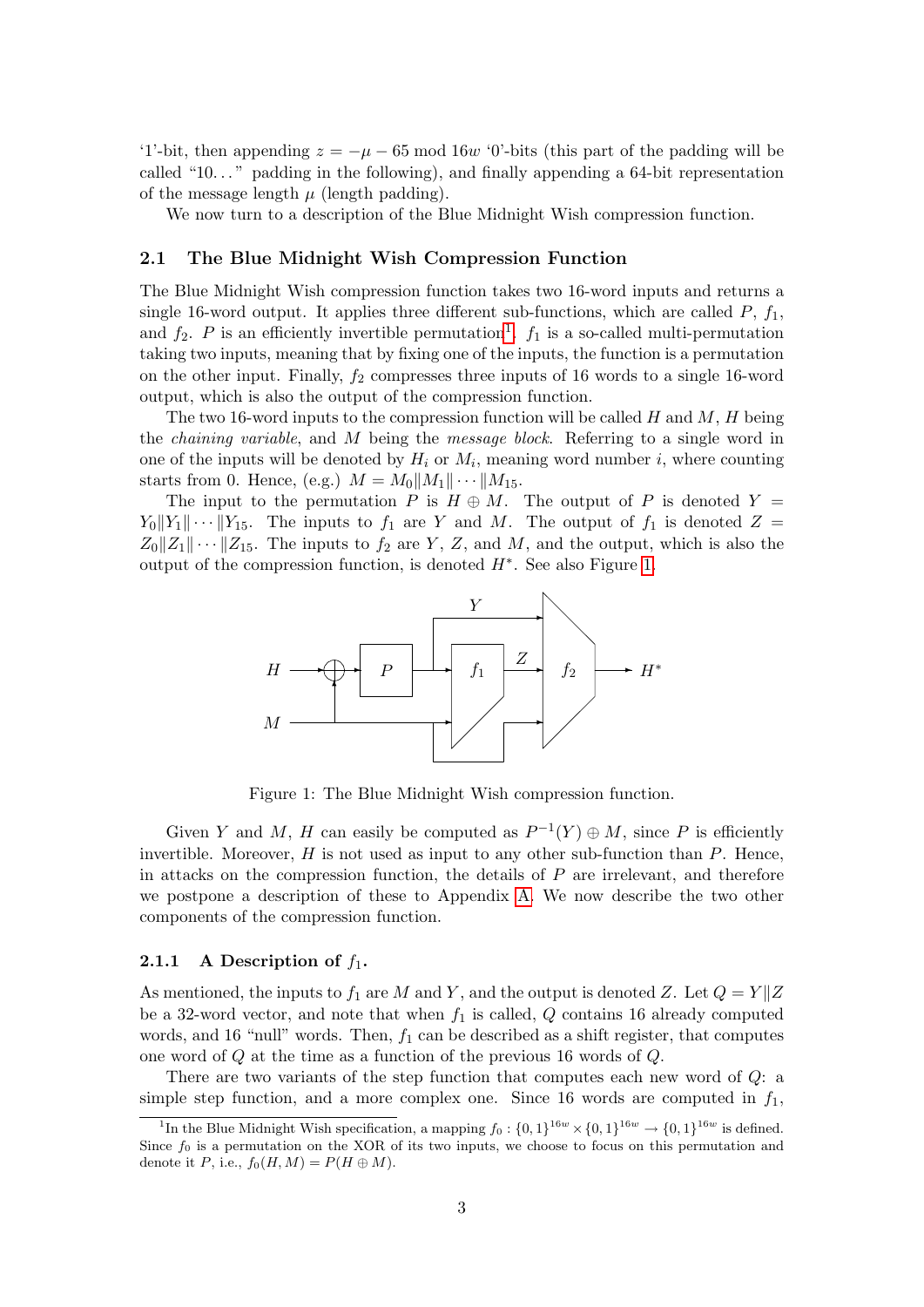'1'-bit, then appending $z = -\mu - 65 \bmod 16w$ '0'-bits (this part of the padding will be called "10..." padding in the following), and finally appending a 64-bit representation of the message length $\mu$ (length padding).

We now turn to a description of the Blue Midnight Wish compression function.

### 2.1 The Blue Midnight Wish Compression Function

The Blue Midnight Wish compression function takes two 16-word inputs and returns a single 16-word output. It applies three different sub-functions, which are called $P$, $f_1$, and $f_2$. $P$ is an efficiently invertible permutation[1]. $f_1$ is a so-called multi-permutation taking two inputs, meaning that by fixing one of the inputs, the function is a permutation on the other input. Finally, $f_2$ compresses three inputs of 16 words to a single 16-word output, which is also the output of the compression function.

The two 16-word inputs to the compression function will be called $H$ and $M$, $H$ being the *chaining variable*, and $M$ being the *message block*. Referring to a single word in one of the inputs will be denoted by $H_i$ or $M_i$, meaning word number $i$, where counting starts from 0. Hence, (e.g.) $M = M_0 \| M_1 \| \cdots \| M_{15}$.

The input to the permutation $P$ is $H \oplus M$. The output of $P$ is denoted $Y = Y_0 \| Y_1 \| \cdots \| Y_{15}$. The inputs to $f_1$ are $Y$ and $M$. The output of $f_1$ is denoted $Z = Z_0 \| Z_1 \| \cdots \| Z_{15}$. The inputs to $f_2$ are $Y$, $Z$, and $M$, and the output, which is also the output of the compression function, is denoted $H^*$. See also Figure 1.

Figure 1: The Blue Midnight Wish compression function.

Given $Y$ and $M$, $H$ can easily be computed as $P^{-1}(Y) \oplus M$, since $P$ is efficiently invertible. Moreover, $H$ is not used as input to any other sub-function than $P$. Hence, in attacks on the compression function, the details of $P$ are irrelevant, and therefore we postpone a description of these to Appendix A. We now describe the two other components of the compression function.

#### 2.1.1 A Description of $f_1$.

As mentioned, the inputs to $f_1$ are $M$ and $Y$, and the output is denoted $Z$. Let $Q = Y \| Z$ be a 32-word vector, and note that when $f_1$ is called, $Q$ contains 16 already computed words, and 16 "null" words. Then, $f_1$ can be described as a shift register, that computes one word of $Q$ at the time as a function of the previous 16 words of $Q$.

There are two variants of the step function that computes each new word of $Q$: a simple step function, and a more complex one. Since 16 words are computed in $f_1$,

[1] In the Blue Midnight Wish specification, a mapping $f_0 : \{0,1\}^{16w} \times \{0,1\}^{16w} \to \{0,1\}^{16w}$ is defined. Since $f_0$ is a permutation on the XOR of its two inputs, we choose to focus on this permutation and denote it $P$, i.e., $f_0(H, M) = P(H \oplus M)$.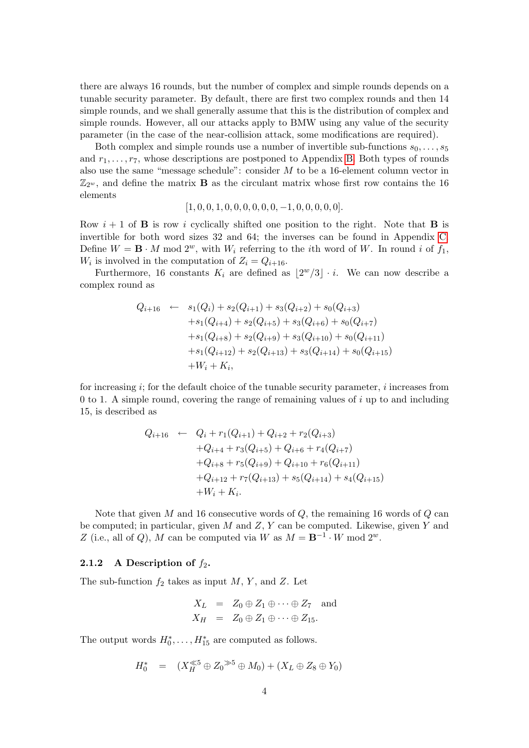there are always 16 rounds, but the number of complex and simple rounds depends on a tunable security parameter. By default, there are first two complex rounds and then 14 simple rounds, and we shall generally assume that this is the distribution of complex and simple rounds. However, all our attacks apply to BMW using any value of the security parameter (in the case of the near-collision attack, some modifications are required).

Both complex and simple rounds use a number of invertible sub-functions $s_0, \ldots, s_5$ and $r_1, \ldots, r_7$, whose descriptions are postponed to Appendix B. Both types of rounds also use the same "message schedule": consider $M$ to be a 16-element column vector in $\mathbb{Z}_{2^w}$, and define the matrix $\mathbf{B}$ as the circulant matrix whose first row contains the 16 elements

$$[1, 0, 0, 1, 0, 0, 0, 0, 0, 0, -1, 0, 0, 0, 0, 0].$$

Row $i+1$ of $\mathbf{B}$ is row $i$ cyclically shifted one position to the right. Note that $\mathbf{B}$ is invertible for both word sizes 32 and 64; the inverses can be found in Appendix C. Define $W = \mathbf{B} \cdot M \bmod 2^w$, with $W_i$ referring to the $i$th word of $W$. In round $i$ of $f_1$, $W_i$ is involved in the computation of $Z_i = Q_{i+16}$.

Furthermore, 16 constants $K_i$ are defined as $\lfloor 2^w/3 \rfloor \cdot i$. We can now describe a complex round as

$$\begin{aligned}
Q_{i+16} \quad \leftarrow \quad & s_1(Q_i) + s_2(Q_{i+1}) + s_3(Q_{i+2}) + s_0(Q_{i+3}) \\
& + s_1(Q_{i+4}) + s_2(Q_{i+5}) + s_3(Q_{i+6}) + s_0(Q_{i+7}) \\
& + s_1(Q_{i+8}) + s_2(Q_{i+9}) + s_3(Q_{i+10}) + s_0(Q_{i+11}) \\
& + s_1(Q_{i+12}) + s_2(Q_{i+13}) + s_3(Q_{i+14}) + s_0(Q_{i+15}) \\
& + W_i + K_i,
\end{aligned}$$

for increasing $i$; for the default choice of the tunable security parameter, $i$ increases from 0 to 1. A simple round, covering the range of remaining values of $i$ up to and including 15, is described as

$$\begin{aligned}
Q_{i+16} \quad \leftarrow \quad & Q_i + r_1(Q_{i+1}) + Q_{i+2} + r_2(Q_{i+3}) \\
& + Q_{i+4} + r_3(Q_{i+5}) + Q_{i+6} + r_4(Q_{i+7}) \\
& + Q_{i+8} + r_5(Q_{i+9}) + Q_{i+10} + r_6(Q_{i+11}) \\
& + Q_{i+12} + r_7(Q_{i+13}) + s_5(Q_{i+14}) + s_4(Q_{i+15}) \\
& + W_i + K_i.
\end{aligned}$$

Note that given $M$ and 16 consecutive words of $Q$, the remaining 16 words of $Q$ can be computed; in particular, given $M$ and $Z$, $Y$ can be computed. Likewise, given $Y$ and $Z$ (i.e., all of $Q$), $M$ can be computed via $W$ as $M = \mathbf{B}^{-1} \cdot W \bmod 2^w$.

#### 2.1.2 A Description of $f_2$.

The sub-function $f_2$ takes as input $M$, $Y$, and $Z$. Let

$$\begin{aligned}
X_L &= Z_0 \oplus Z_1 \oplus \cdots \oplus Z_7 \quad \text{and} \\
X_H &= Z_0 \oplus Z_1 \oplus \cdots \oplus Z_{15}.
\end{aligned}$$

The output words $H_0^*, \ldots, H_{15}^*$ are computed as follows.

$$H_0^* \quad = \quad (X_H^{\lll 5} \oplus Z_0{}^{\gg 5} \oplus M_0) + (X_L \oplus Z_8 \oplus Y_0)$$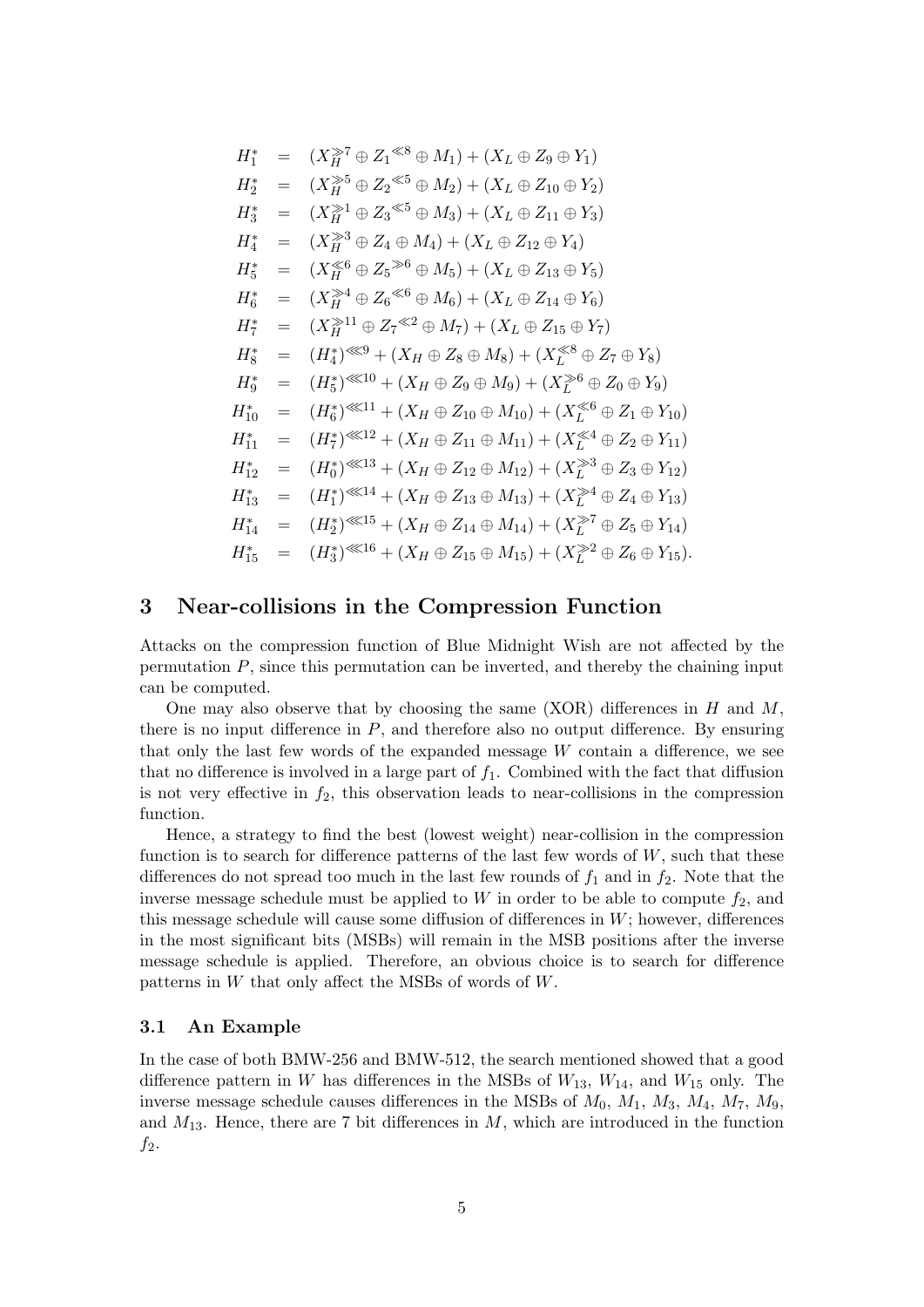$$
\begin{aligned}
H_1^* &= (X_H^{\gg 7} \oplus Z_1{}^{\ll 8} \oplus M_1) + (X_L \oplus Z_9 \oplus Y_1) \\
H_2^* &= (X_H^{\gg 5} \oplus Z_2{}^{\ll 5} \oplus M_2) + (X_L \oplus Z_{10} \oplus Y_2) \\
H_3^* &= (X_H^{\gg 1} \oplus Z_3{}^{\ll 5} \oplus M_3) + (X_L \oplus Z_{11} \oplus Y_3) \\
H_4^* &= (X_H^{\gg 3} \oplus Z_4 \oplus M_4) + (X_L \oplus Z_{12} \oplus Y_4) \\
H_5^* &= (X_H^{\ll 6} \oplus Z_5{}^{\gg 6} \oplus M_5) + (X_L \oplus Z_{13} \oplus Y_5) \\
H_6^* &= (X_H^{\gg 4} \oplus Z_6{}^{\ll 6} \oplus M_6) + (X_L \oplus Z_{14} \oplus Y_6) \\
H_7^* &= (X_H^{\gg 11} \oplus Z_7{}^{\ll 2} \oplus M_7) + (X_L \oplus Z_{15} \oplus Y_7) \\
H_8^* &= (H_4^*)^{\lll 9} + (X_H \oplus Z_8 \oplus M_8) + (X_L^{\ll 8} \oplus Z_7 \oplus Y_8) \\
H_9^* &= (H_5^*)^{\lll 10} + (X_H \oplus Z_9 \oplus M_9) + (X_L^{\gg 6} \oplus Z_0 \oplus Y_9) \\
H_{10}^* &= (H_6^*)^{\lll 11} + (X_H \oplus Z_{10} \oplus M_{10}) + (X_L^{\ll 6} \oplus Z_1 \oplus Y_{10}) \\
H_{11}^* &= (H_7^*)^{\lll 12} + (X_H \oplus Z_{11} \oplus M_{11}) + (X_L^{\ll 4} \oplus Z_2 \oplus Y_{11}) \\
H_{12}^* &= (H_0^*)^{\lll 13} + (X_H \oplus Z_{12} \oplus M_{12}) + (X_L^{\gg 3} \oplus Z_3 \oplus Y_{12}) \\
H_{13}^* &= (H_1^*)^{\lll 14} + (X_H \oplus Z_{13} \oplus M_{13}) + (X_L^{\gg 4} \oplus Z_4 \oplus Y_{13}) \\
H_{14}^* &= (H_2^*)^{\lll 15} + (X_H \oplus Z_{14} \oplus M_{14}) + (X_L^{\gg 7} \oplus Z_5 \oplus Y_{14}) \\
H_{15}^* &= (H_3^*)^{\lll 16} + (X_H \oplus Z_{15} \oplus M_{15}) + (X_L^{\gg 2} \oplus Z_6 \oplus Y_{15}).
\end{aligned}
$$

# 3 Near-collisions in the Compression Function

Attacks on the compression function of Blue Midnight Wish are not affected by the permutation $P$, since this permutation can be inverted, and thereby the chaining input can be computed.

One may also observe that by choosing the same (XOR) differences in $H$ and $M$, there is no input difference in $P$, and therefore also no output difference. By ensuring that only the last few words of the expanded message $W$ contain a difference, we see that no difference is involved in a large part of $f_1$. Combined with the fact that diffusion is not very effective in $f_2$, this observation leads to near-collisions in the compression function.

Hence, a strategy to find the best (lowest weight) near-collision in the compression function is to search for difference patterns of the last few words of $W$, such that these differences do not spread too much in the last few rounds of $f_1$ and in $f_2$. Note that the inverse message schedule must be applied to $W$ in order to be able to compute $f_2$, and this message schedule will cause some diffusion of differences in $W$; however, differences in the most significant bits (MSBs) will remain in the MSB positions after the inverse message schedule is applied. Therefore, an obvious choice is to search for difference patterns in $W$ that only affect the MSBs of words of $W$.

## 3.1 An Example

In the case of both BMW-256 and BMW-512, the search mentioned showed that a good difference pattern in $W$ has differences in the MSBs of $W_{13}$, $W_{14}$, and $W_{15}$ only. The inverse message schedule causes differences in the MSBs of $M_0$, $M_1$, $M_3$, $M_4$, $M_7$, $M_9$, and $M_{13}$. Hence, there are 7 bit differences in $M$, which are introduced in the function $f_2$.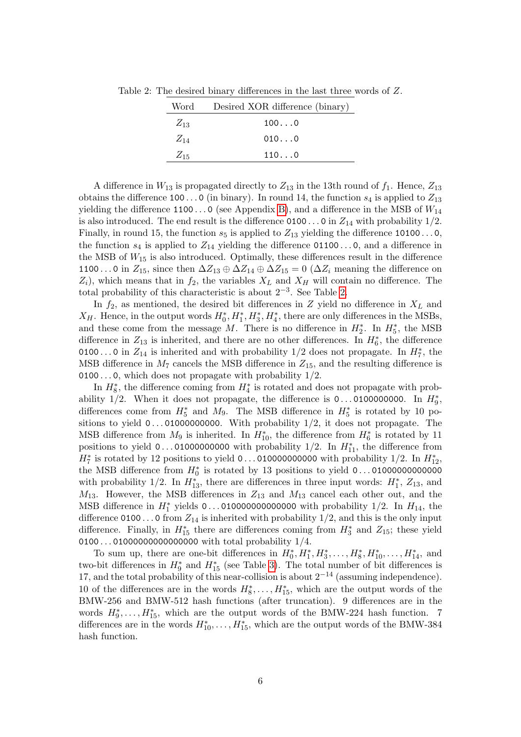Table 2: The desired binary differences in the last three words of $Z$.

| Word | Desired XOR difference (binary) |
|---|---|
| $Z_{13}$ | 100...0 |
| $Z_{14}$ | 010...0 |
| $Z_{15}$ | 110...0 |

A difference in $W_{13}$ is propagated directly to $Z_{13}$ in the 13th round of $f_1$. Hence, $Z_{13}$ obtains the difference 100...0 (in binary). In round 14, the function $s_4$ is applied to $Z_{13}$ yielding the difference 1100...0 (see Appendix B), and a difference in the MSB of $W_{14}$ is also introduced. The end result is the difference 0100...0 in $Z_{14}$ with probability 1/2. Finally, in round 15, the function $s_5$ is applied to $Z_{13}$ yielding the difference 10100...0, the function $s_4$ is applied to $Z_{14}$ yielding the difference 01100...0, and a difference in the MSB of $W_{15}$ is also introduced. Optimally, these differences result in the difference 1100...0 in $Z_{15}$, since then $\Delta Z_{13} \oplus \Delta Z_{14} \oplus \Delta Z_{15} = 0$ ($\Delta Z_i$ meaning the difference on $Z_i$), which means that in $f_2$, the variables $X_L$ and $X_H$ will contain no difference. The total probability of this characteristic is about $2^{-3}$. See Table 2.

In $f_2$, as mentioned, the desired bit differences in $Z$ yield no difference in $X_L$ and $X_H$. Hence, in the output words $H_0^*, H_1^*, H_3^*, H_4^*$, there are only differences in the MSBs, and these come from the message $M$. There is no difference in $H_2^*$. In $H_5^*$, the MSB difference in $Z_{13}$ is inherited, and there are no other differences. In $H_6^*$, the difference 0100...0 in $Z_{14}$ is inherited and with probability 1/2 does not propagate. In $H_7^*$, the MSB difference in $M_7$ cancels the MSB difference in $Z_{15}$, and the resulting difference is 0100...0, which does not propagate with probability 1/2.

In $H_8^*$, the difference coming from $H_4^*$ is rotated and does not propagate with probability 1/2. When it does not propagate, the difference is 0...0100000000. In $H_9^*$, differences come from $H_5^*$ and $M_9$. The MSB difference in $H_5^*$ is rotated by 10 positions to yield 0...01000000000. With probability 1/2, it does not propagate. The MSB difference from $M_9$ is inherited. In $H_{10}^*$, the difference from $H_6^*$ is rotated by 11 positions to yield 0...01000000000 with probability 1/2. In $H_{11}^*$, the difference from $H_7^*$ is rotated by 12 positions to yield 0...010000000000 with probability 1/2. In $H_{12}^*$, the MSB difference from $H_0^*$ is rotated by 13 positions to yield 0...01000000000000 with probability 1/2. In $H_{13}^*$, there are differences in three input words: $H_1^*$, $Z_{13}$, and $M_{13}$. However, the MSB differences in $Z_{13}$ and $M_{13}$ cancel each other out, and the MSB difference in $H_1^*$ yields 0...010000000000000 with probability 1/2. In $H_{14}$, the difference 0100...0 from $Z_{14}$ is inherited with probability 1/2, and this is the only input difference. Finally, in $H_{15}^*$ there are differences coming from $H_3^*$ and $Z_{15}$; these yield 0100...01000000000000000 with total probability 1/4.

To sum up, there are one-bit differences in $H_0^*, H_1^*, H_3^*, \ldots, H_8^*, H_{10}^*, \ldots, H_{14}^*$, and two-bit differences in $H_9^*$ and $H_{15}^*$ (see Table 3). The total number of bit differences is 17, and the total probability of this near-collision is about $2^{-14}$ (assuming independence). 10 of the differences are in the words $H_8^*, \ldots, H_{15}^*$, which are the output words of the BMW-256 and BMW-512 hash functions (after truncation). 9 differences are in the words $H_9^*, \ldots, H_{15}^*$, which are the output words of the BMW-224 hash function. 7 differences are in the words $H_{10}^*, \ldots, H_{15}^*$, which are the output words of the BMW-384 hash function.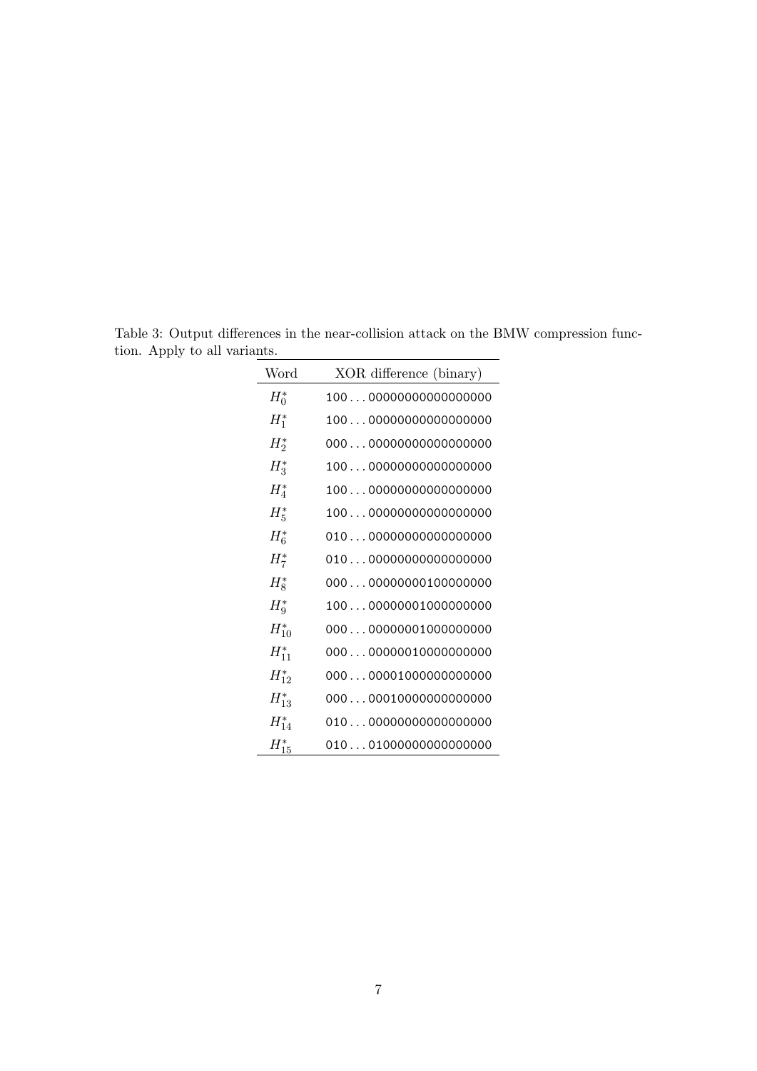Table 3: Output differences in the near-collision attack on the BMW compression function. Apply to all variants.

| Word | XOR difference (binary) |
|---|---|
| $H_0^*$ | 100 . . . 00000000000000000 |
| $H_1^*$ | 100 . . . 00000000000000000 |
| $H_2^*$ | 000 . . . 00000000000000000 |
| $H_3^*$ | 100 . . . 00000000000000000 |
| $H_4^*$ | 100 . . . 00000000000000000 |
| $H_5^*$ | 100 . . . 00000000000000000 |
| $H_6^*$ | 010 . . . 00000000000000000 |
| $H_7^*$ | 010 . . . 00000000000000000 |
| $H_8^*$ | 000 . . . 00000000100000000 |
| $H_9^*$ | 100 . . . 00000001000000000 |
| $H_{10}^*$ | 000 . . . 00000001000000000 |
| $H_{11}^*$ | 000 . . . 00000010000000000 |
| $H_{12}^*$ | 000 . . . 00001000000000000 |
| $H_{13}^*$ | 000 . . . 00010000000000000 |
| $H_{14}^*$ | 010 . . . 00000000000000000 |
| $H_{15}^*$ | 010 . . . 01000000000000000 |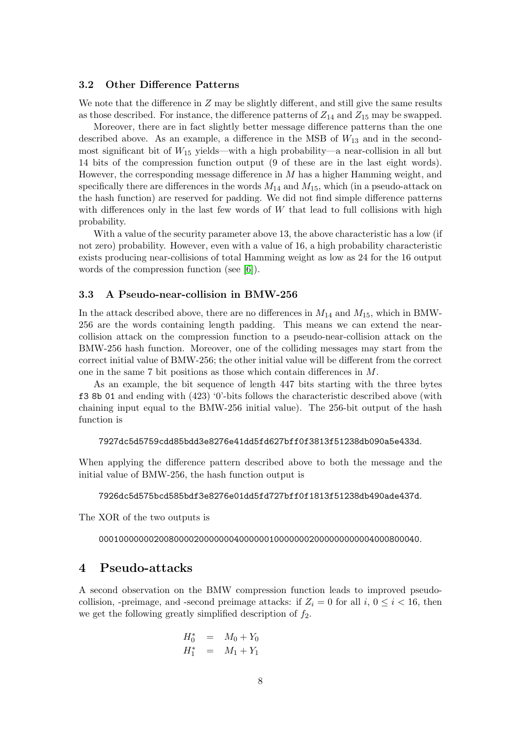### 3.2 Other Difference Patterns

We note that the difference in $Z$ may be slightly different, and still give the same results as those described. For instance, the difference patterns of $Z_{14}$ and $Z_{15}$ may be swapped.

Moreover, there are in fact slightly better message difference patterns than the one described above. As an example, a difference in the MSB of $W_{13}$ and in the second-most significant bit of $W_{15}$ yields—with a high probability—a near-collision in all but 14 bits of the compression function output (9 of these are in the last eight words). However, the corresponding message difference in $M$ has a higher Hamming weight, and specifically there are differences in the words $M_{14}$ and $M_{15}$, which (in a pseudo-attack on the hash function) are reserved for padding. We did not find simple difference patterns with differences only in the last few words of $W$ that lead to full collisions with high probability.

With a value of the security parameter above 13, the above characteristic has a low (if not zero) probability. However, even with a value of 16, a high probability characteristic exists producing near-collisions of total Hamming weight as low as 24 for the 16 output words of the compression function (see [6]).

### 3.3 A Pseudo-near-collision in BMW-256

In the attack described above, there are no differences in $M_{14}$ and $M_{15}$, which in BMW-256 are the words containing length padding. This means we can extend the near-collision attack on the compression function to a pseudo-near-collision attack on the BMW-256 hash function. Moreover, one of the colliding messages may start from the correct initial value of BMW-256; the other initial value will be different from the correct one in the same 7 bit positions as those which contain differences in $M$.

As an example, the bit sequence of length 447 bits starting with the three bytes `f3 8b 01` and ending with (423) '0'-bits follows the characteristic described above (with chaining input equal to the BMW-256 initial value). The 256-bit output of the hash function is

`7927dc5d5759cdd85bdd3e8276e41dd5fd627bff0f3813f51238db090a5e433d`.

When applying the difference pattern described above to both the message and the initial value of BMW-256, the hash function output is

`7926dc5d575bcd585bdf3e8276e01dd5fd727bff0f1813f51238db490ade437d`.

The XOR of the two outputs is

`0001000000020080000200000004000000100000002000000000004000800040`.

## 4 Pseudo-attacks

A second observation on the BMW compression function leads to improved pseudo-collision, -preimage, and -second preimage attacks: if $Z_i = 0$ for all $i$, $0 \leq i < 16$, then we get the following greatly simplified description of $f_2$.

$$
\begin{aligned}
H_0^* &= M_0 + Y_0 \\
H_1^* &= M_1 + Y_1
\end{aligned}
$$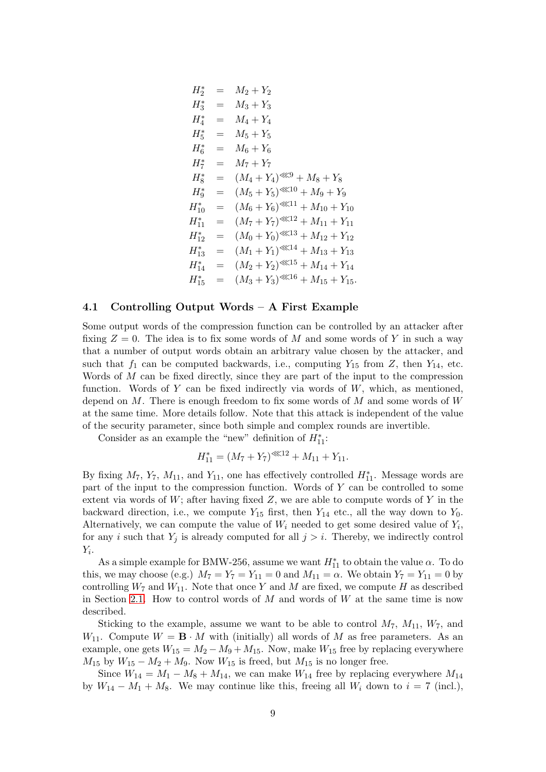$$
\begin{aligned}
H_2^* &= M_2 + Y_2\\
H_3^* &= M_3 + Y_3\\
H_4^* &= M_4 + Y_4\\
H_5^* &= M_5 + Y_5\\
H_6^* &= M_6 + Y_6\\
H_7^* &= M_7 + Y_7\\
H_8^* &= (M_4 + Y_4)^{\lll 9} + M_8 + Y_8\\
H_9^* &= (M_5 + Y_5)^{\lll 10} + M_9 + Y_9\\
H_{10}^* &= (M_6 + Y_6)^{\lll 11} + M_{10} + Y_{10}\\
H_{11}^* &= (M_7 + Y_7)^{\lll 12} + M_{11} + Y_{11}\\
H_{12}^* &= (M_0 + Y_0)^{\lll 13} + M_{12} + Y_{12}\\
H_{13}^* &= (M_1 + Y_1)^{\lll 14} + M_{13} + Y_{13}\\
H_{14}^* &= (M_2 + Y_2)^{\lll 15} + M_{14} + Y_{14}\\
H_{15}^* &= (M_3 + Y_3)^{\lll 16} + M_{15} + Y_{15}.
\end{aligned}
$$

### 4.1 Controlling Output Words – A First Example

Some output words of the compression function can be controlled by an attacker after fixing $Z = 0$. The idea is to fix some words of $M$ and some words of $Y$ in such a way that a number of output words obtain an arbitrary value chosen by the attacker, and such that $f_1$ can be computed backwards, i.e., computing $Y_{15}$ from $Z$, then $Y_{14}$, etc. Words of $M$ can be fixed directly, since they are part of the input to the compression function. Words of $Y$ can be fixed indirectly via words of $W$, which, as mentioned, depend on $M$. There is enough freedom to fix some words of $M$ and some words of $W$ at the same time. More details follow. Note that this attack is independent of the value of the security parameter, since both simple and complex rounds are invertible.

Consider as an example the "new" definition of $H_{11}^*$:

$$H_{11}^* = (M_7 + Y_7)^{\lll 12} + M_{11} + Y_{11}.$$

By fixing $M_7$, $Y_7$, $M_{11}$, and $Y_{11}$, one has effectively controlled $H_{11}^*$. Message words are part of the input to the compression function. Words of $Y$ can be controlled to some extent via words of $W$; after having fixed $Z$, we are able to compute words of $Y$ in the backward direction, i.e., we compute $Y_{15}$ first, then $Y_{14}$ etc., all the way down to $Y_0$. Alternatively, we can compute the value of $W_i$ needed to get some desired value of $Y_i$, for any $i$ such that $Y_j$ is already computed for all $j > i$. Thereby, we indirectly control $Y_i$.

As a simple example for BMW-256, assume we want $H_{11}^*$ to obtain the value $\alpha$. To do this, we may choose (e.g.) $M_7 = Y_7 = Y_{11} = 0$ and $M_{11} = \alpha$. We obtain $Y_7 = Y_{11} = 0$ by controlling $W_7$ and $W_{11}$. Note that once $Y$ and $M$ are fixed, we compute $H$ as described in Section 2.1. How to control words of $M$ and words of $W$ at the same time is now described.

Sticking to the example, assume we want to be able to control $M_7$, $M_{11}$, $W_7$, and $W_{11}$. Compute $W = \mathbf{B} \cdot M$ with (initially) all words of $M$ as free parameters. As an example, one gets $W_{15} = M_2 - M_9 + M_{15}$. Now, make $W_{15}$ free by replacing everywhere $M_{15}$ by $W_{15} - M_2 + M_9$. Now $W_{15}$ is freed, but $M_{15}$ is no longer free.

Since $W_{14} = M_1 - M_8 + M_{14}$, we can make $W_{14}$ free by replacing everywhere $M_{14}$ by $W_{14} - M_1 + M_8$. We may continue like this, freeing all $W_i$ down to $i = 7$ (incl.),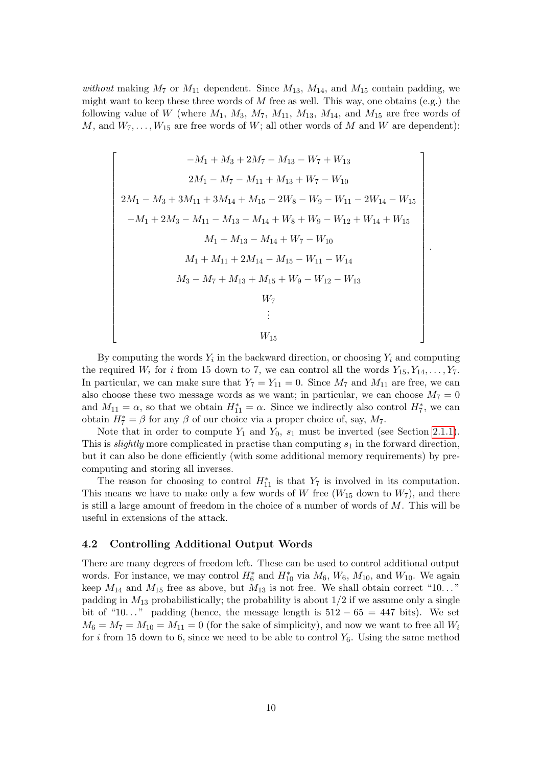*without* making $M_7$ or $M_{11}$ dependent. Since $M_{13}$, $M_{14}$, and $M_{15}$ contain padding, we might want to keep these three words of $M$ free as well. This way, one obtains (e.g.) the following value of $W$ (where $M_1$, $M_3$, $M_7$, $M_{11}$, $M_{13}$, $M_{14}$, and $M_{15}$ are free words of $M$, and $W_7, \ldots, W_{15}$ are free words of $W$; all other words of $M$ and $W$ are dependent):

$$
\begin{bmatrix}
-M_1 + M_3 + 2M_7 - M_{13} - W_7 + W_{13} \\
2M_1 - M_7 - M_{11} + M_{13} + W_7 - W_{10} \\
2M_1 - M_3 + 3M_{11} + 3M_{14} + M_{15} - 2W_8 - W_9 - W_{11} - 2W_{14} - W_{15} \\
-M_1 + 2M_3 - M_{11} - M_{13} - M_{14} + W_8 + W_9 - W_{12} + W_{14} + W_{15} \\
M_1 + M_{13} - M_{14} + W_7 - W_{10} \\
M_1 + M_{11} + 2M_{14} - M_{15} - W_{11} - W_{14} \\
M_3 - M_7 + M_{13} + M_{15} + W_9 - W_{12} - W_{13} \\
W_7 \\
\vdots \\
W_{15}
\end{bmatrix}.
$$

By computing the words $Y_i$ in the backward direction, or choosing $Y_i$ and computing the required $W_i$ for $i$ from 15 down to 7, we can control all the words $Y_{15}, Y_{14}, \ldots, Y_7$. In particular, we can make sure that $Y_7 = Y_{11} = 0$. Since $M_7$ and $M_{11}$ are free, we can also choose these two message words as we want; in particular, we can choose $M_7 = 0$ and $M_{11} = \alpha$, so that we obtain $H^*_{11} = \alpha$. Since we indirectly also control $H^*_7$, we can obtain $H^*_7 = \beta$ for any $\beta$ of our choice via a proper choice of, say, $M_7$.

Note that in order to compute $Y_1$ and $Y_0$, $s_1$ must be inverted (see Section 2.1.1). This is *slightly* more complicated in practise than computing $s_1$ in the forward direction, but it can also be done efficiently (with some additional memory requirements) by pre-computing and storing all inverses.

The reason for choosing to control $H^*_{11}$ is that $Y_7$ is involved in its computation. This means we have to make only a few words of $W$ free ($W_{15}$ down to $W_7$), and there is still a large amount of freedom in the choice of a number of words of $M$. This will be useful in extensions of the attack.

### 4.2 Controlling Additional Output Words

There are many degrees of freedom left. These can be used to control additional output words. For instance, we may control $H^*_6$ and $H^*_{10}$ via $M_6$, $W_6$, $M_{10}$, and $W_{10}$. We again keep $M_{14}$ and $M_{15}$ free as above, but $M_{13}$ is not free. We shall obtain correct "10..." padding in $M_{13}$ probabilistically; the probability is about $1/2$ if we assume only a single bit of "10..." padding (hence, the message length is $512 - 65 = 447$ bits). We set $M_6 = M_7 = M_{10} = M_{11} = 0$ (for the sake of simplicity), and now we want to free all $W_i$ for $i$ from 15 down to 6, since we need to be able to control $Y_6$. Using the same method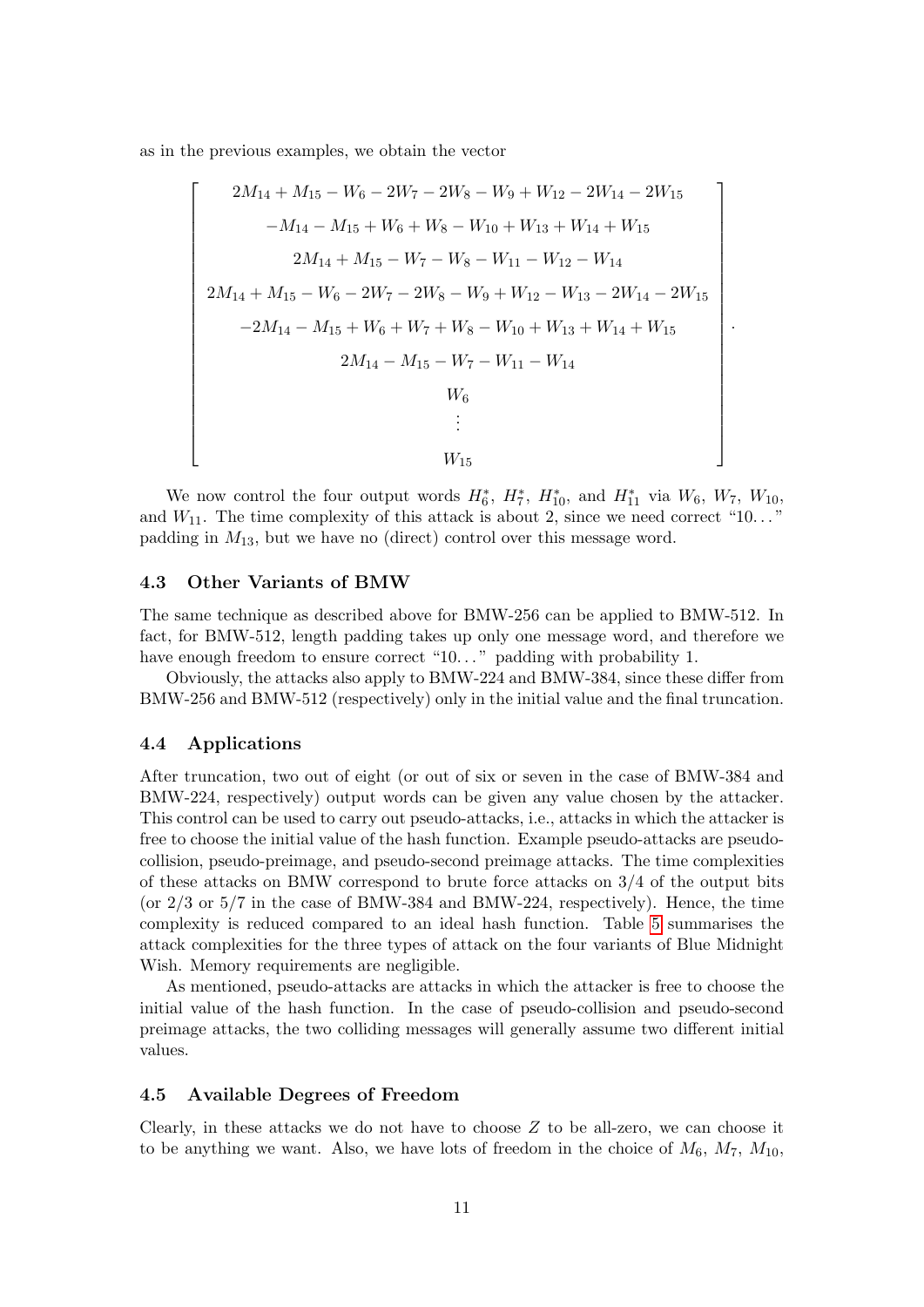as in the previous examples, we obtain the vector

$$
\begin{bmatrix}
2M_{14} + M_{15} - W_6 - 2W_7 - 2W_8 - W_9 + W_{12} - 2W_{14} - 2W_{15} \\
-M_{14} - M_{15} + W_6 + W_8 - W_{10} + W_{13} + W_{14} + W_{15} \\
2M_{14} + M_{15} - W_7 - W_8 - W_{11} - W_{12} - W_{14} \\
2M_{14} + M_{15} - W_6 - 2W_7 - 2W_8 - W_9 + W_{12} - W_{13} - 2W_{14} - 2W_{15} \\
-2M_{14} - M_{15} + W_6 + W_7 + W_8 - W_{10} + W_{13} + W_{14} + W_{15} \\
2M_{14} - M_{15} - W_7 - W_{11} - W_{14} \\
W_6 \\
\vdots \\
W_{15}
\end{bmatrix}.
$$

We now control the four output words $H_6^*$, $H_7^*$, $H_{10}^*$, and $H_{11}^*$ via $W_6$, $W_7$, $W_{10}$, and $W_{11}$. The time complexity of this attack is about 2, since we need correct "10..." padding in $M_{13}$, but we have no (direct) control over this message word.

### 4.3 Other Variants of BMW

The same technique as described above for BMW-256 can be applied to BMW-512. In fact, for BMW-512, length padding takes up only one message word, and therefore we have enough freedom to ensure correct "10..." padding with probability 1.

Obviously, the attacks also apply to BMW-224 and BMW-384, since these differ from BMW-256 and BMW-512 (respectively) only in the initial value and the final truncation.

### 4.4 Applications

After truncation, two out of eight (or out of six or seven in the case of BMW-384 and BMW-224, respectively) output words can be given any value chosen by the attacker. This control can be used to carry out pseudo-attacks, i.e., attacks in which the attacker is free to choose the initial value of the hash function. Example pseudo-attacks are pseudo-collision, pseudo-preimage, and pseudo-second preimage attacks. The time complexities of these attacks on BMW correspond to brute force attacks on 3/4 of the output bits (or 2/3 or 5/7 in the case of BMW-384 and BMW-224, respectively). Hence, the time complexity is reduced compared to an ideal hash function. Table 5 summarises the attack complexities for the three types of attack on the four variants of Blue Midnight Wish. Memory requirements are negligible.

As mentioned, pseudo-attacks are attacks in which the attacker is free to choose the initial value of the hash function. In the case of pseudo-collision and pseudo-second preimage attacks, the two colliding messages will generally assume two different initial values.

### 4.5 Available Degrees of Freedom

Clearly, in these attacks we do not have to choose $Z$ to be all-zero, we can choose it to be anything we want. Also, we have lots of freedom in the choice of $M_6$, $M_7$, $M_{10}$,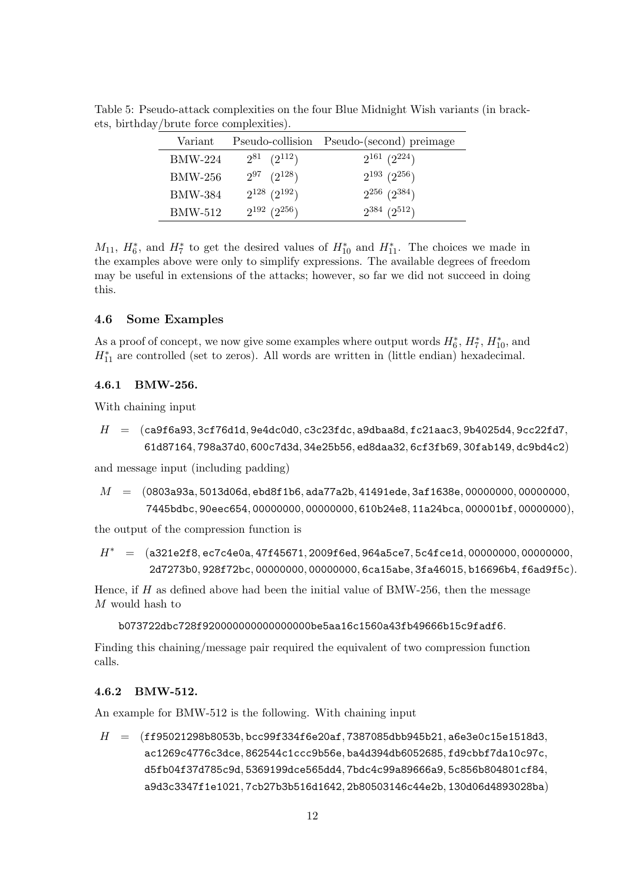Table 5: Pseudo-attack complexities on the four Blue Midnight Wish variants (in brackets, birthday/brute force complexities).

| Variant | Pseudo-collision | Pseudo-(second) preimage |
|---|---|---|
| BMW-224 | $2^{81}$ $(2^{112})$ | $2^{161}$ $(2^{224})$ |
| BMW-256 | $2^{97}$ $(2^{128})$ | $2^{193}$ $(2^{256})$ |
| BMW-384 | $2^{128}$ $(2^{192})$ | $2^{256}$ $(2^{384})$ |
| BMW-512 | $2^{192}$ $(2^{256})$ | $2^{384}$ $(2^{512})$ |

$M_{11}$, $H_6^*$, and $H_7^*$ to get the desired values of $H_{10}^*$ and $H_{11}^*$. The choices we made in the examples above were only to simplify expressions. The available degrees of freedom may be useful in extensions of the attacks; however, so far we did not succeed in doing this.

### 4.6 Some Examples

As a proof of concept, we now give some examples where output words $H_6^*$, $H_7^*$, $H_{10}^*$, and $H_{11}^*$ are controlled (set to zeros). All words are written in (little endian) hexadecimal.

#### 4.6.1 BMW-256.

With chaining input

$$H = (\texttt{ca9f6a93}, \texttt{3cf76d1d}, \texttt{9e4dc0d0}, \texttt{c3c23fdc}, \texttt{a9dbaa8d}, \texttt{fc21aac3}, \texttt{9b4025d4}, \texttt{9cc22fd7}, \texttt{61d87164}, \texttt{798a37d0}, \texttt{600c7d3d}, \texttt{34e25b56}, \texttt{ed8daa32}, \texttt{6cf3fb69}, \texttt{30fab149}, \texttt{dc9bd4c2})$$

and message input (including padding)

$$M = (\texttt{0803a93a}, \texttt{5013d06d}, \texttt{ebd8f1b6}, \texttt{ada77a2b}, \texttt{41491ede}, \texttt{3af1638e}, \texttt{00000000}, \texttt{00000000}, \texttt{7445bdbc}, \texttt{90eec654}, \texttt{00000000}, \texttt{00000000}, \texttt{610b24e8}, \texttt{11a24bca}, \texttt{000001bf}, \texttt{00000000}),$$

the output of the compression function is

$$H^* = (\texttt{a321e2f8}, \texttt{ec7c4e0a}, \texttt{47f45671}, \texttt{2009f6ed}, \texttt{964a5ce7}, \texttt{5c4fce1d}, \texttt{00000000}, \texttt{00000000}, \texttt{2d7273b0}, \texttt{928f72bc}, \texttt{00000000}, \texttt{00000000}, \texttt{6ca15abe}, \texttt{3fa46015}, \texttt{b16696b4}, \texttt{f6ad9f5c}).$$

Hence, if $H$ as defined above had been the initial value of BMW-256, then the message $M$ would hash to

`b073722dbc728f920000000000000000be5aa16c1560a43fb49666b15c9fadf6`.

Finding this chaining/message pair required the equivalent of two compression function calls.

#### 4.6.2 BMW-512.

An example for BMW-512 is the following. With chaining input

$$H = (\texttt{ff95021298b8053b}, \texttt{bcc99f334f6e20af}, \texttt{7387085dbb945b21}, \texttt{a6e3e0c15e1518d3}, \texttt{ac1269c4776c3dce}, \texttt{862544c1ccc9b56e}, \texttt{ba4d394db6052685}, \texttt{fd9cbbf7da10c97c}, \texttt{d5fb04f37d785c9d}, \texttt{5369199dce565dd4}, \texttt{7bdc4c99a89666a9}, \texttt{5c856b804801cf84}, \texttt{a9d3c3347f1e1021}, \texttt{7cb27b3b516d1642}, \texttt{2b80503146c44e2b}, \texttt{130d06d4893028ba})$$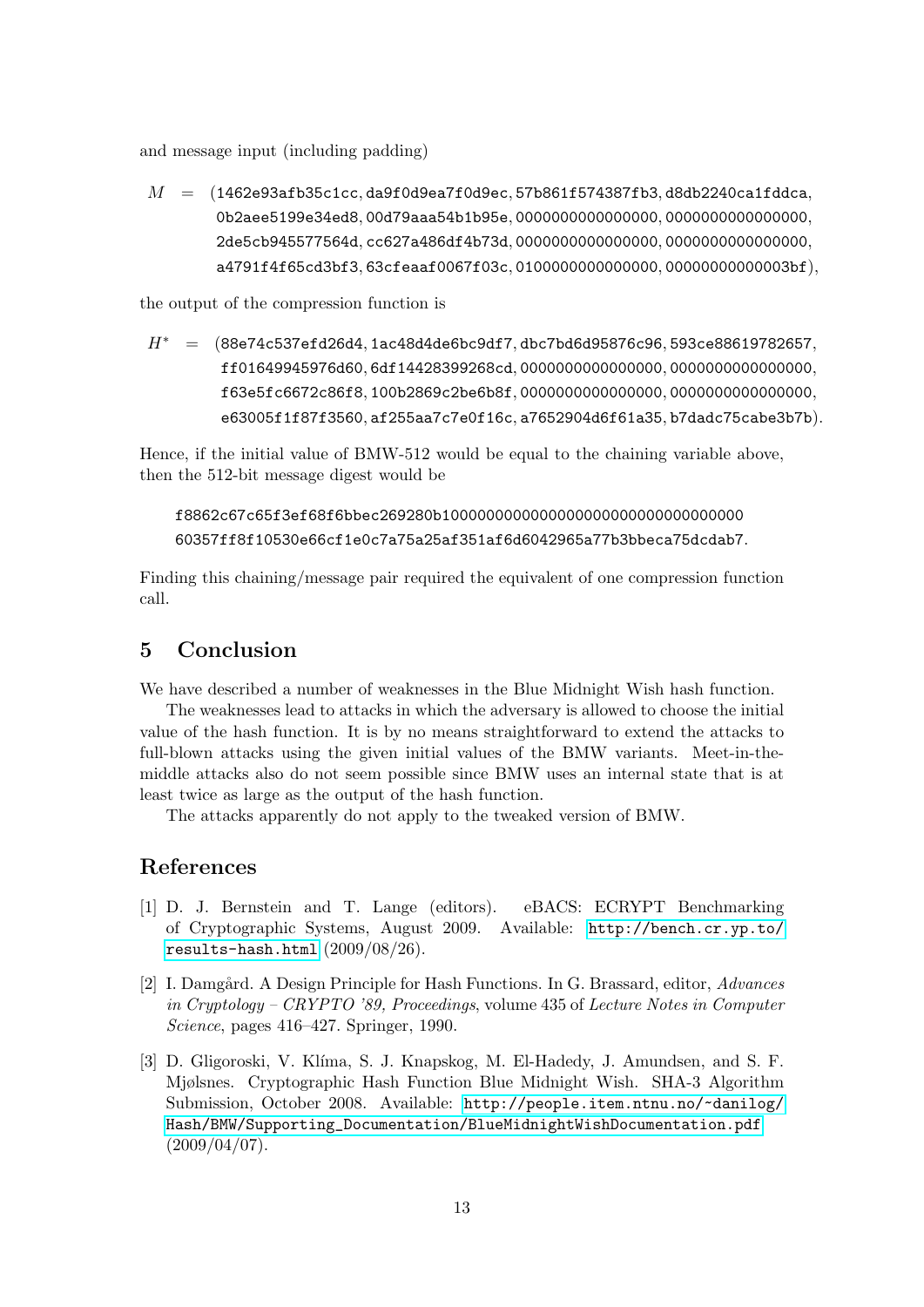and message input (including padding)

$$
\begin{aligned}
M \;=\; (&\texttt{1462e93afb35c1cc}, \texttt{da9f0d9ea7f0d9ec}, \texttt{57b861f574387fb3}, \texttt{d8db2240ca1fddca},\\
&\texttt{0b2aee5199e34ed8}, \texttt{00d79aaa54b1b95e}, \texttt{0000000000000000}, \texttt{0000000000000000},\\
&\texttt{2de5cb945577564d}, \texttt{cc627a486df4b73d}, \texttt{0000000000000000}, \texttt{0000000000000000},\\
&\texttt{a4791f4f65cd3bf3}, \texttt{63cfeaaf0067f03c}, \texttt{0100000000000000}, \texttt{00000000000003bf}),
\end{aligned}
$$

the output of the compression function is

$$
\begin{aligned}
H^* \;=\; (&\texttt{88e74c537efd26d4}, \texttt{1ac48d4de6bc9df7}, \texttt{dbc7bd6d95876c96}, \texttt{593ce88619782657},\\
&\texttt{ff01649945976d60}, \texttt{6df14428399268cd}, \texttt{0000000000000000}, \texttt{0000000000000000},\\
&\texttt{f63e5fc6672c86f8}, \texttt{100b2869c2be6b8f}, \texttt{0000000000000000}, \texttt{0000000000000000},\\
&\texttt{e63005f1f87f3560}, \texttt{af255aa7c7e0f16c}, \texttt{a7652904d6f61a35}, \texttt{b7dadc75cabe3b7b}).
\end{aligned}
$$

Hence, if the initial value of BMW-512 would be equal to the chaining variable above, then the 512-bit message digest would be

```
f8862c67c65f3ef68f6bbec269280b10000000000000000000000000000000000
60357ff8f10530e66cf1e0c7a75a25af351af6d6042965a77b3bbeca75dcdab7.
```

Finding this chaining/message pair required the equivalent of one compression function call.

## 5 Conclusion

We have described a number of weaknesses in the Blue Midnight Wish hash function.

The weaknesses lead to attacks in which the adversary is allowed to choose the initial value of the hash function. It is by no means straightforward to extend the attacks to full-blown attacks using the given initial values of the BMW variants. Meet-in-the-middle attacks also do not seem possible since BMW uses an internal state that is at least twice as large as the output of the hash function.

The attacks apparently do not apply to the tweaked version of BMW.

## References

[1] D. J. Bernstein and T. Lange (editors). eBACS: ECRYPT Benchmarking of Cryptographic Systems, August 2009. Available: http://bench.cr.yp.to/results-hash.html (2009/08/26).

[2] I. Damgård. A Design Principle for Hash Functions. In G. Brassard, editor, *Advances in Cryptology – CRYPTO '89, Proceedings*, volume 435 of *Lecture Notes in Computer Science*, pages 416–427. Springer, 1990.

[3] D. Gligoroski, V. Klíma, S. J. Knapskog, M. El-Hadedy, J. Amundsen, and S. F. Mjølsnes. Cryptographic Hash Function Blue Midnight Wish. SHA-3 Algorithm Submission, October 2008. Available: http://people.item.ntnu.no/~danilog/Hash/BMW/Supporting_Documentation/BlueMidnightWishDocumentation.pdf (2009/04/07).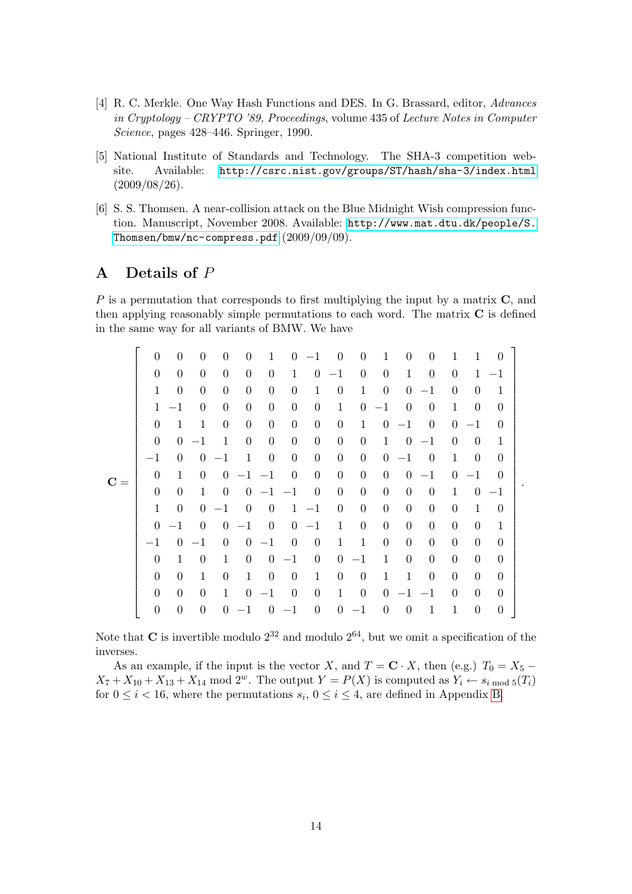[4] R. C. Merkle. One Way Hash Functions and DES. In G. Brassard, editor, *Advances in Cryptology – CRYPTO '89, Proceedings*, volume 435 of *Lecture Notes in Computer Science*, pages 428–446. Springer, 1990.

[5] National Institute of Standards and Technology. The SHA-3 competition website. Available: http://csrc.nist.gov/groups/ST/hash/sha-3/index.html (2009/08/26).

[6] S. S. Thomsen. A near-collision attack on the Blue Midnight Wish compression function. Manuscript, November 2008. Available: http://www.mat.dtu.dk/people/S.Thomsen/bmw/nc-compress.pdf (2009/09/09).

## A Details of $P$

$P$ is a permutation that corresponds to first multiplying the input by a matrix $\mathbf{C}$, and then applying reasonably simple permutations to each word. The matrix $\mathbf{C}$ is defined in the same way for all variants of BMW. We have

$$
\mathbf{C} = \begin{bmatrix}
0 & 0 & 0 & 0 & 0 & 1 & 0 & -1 & 0 & 0 & 1 & 0 & 0 & 1 & 1 & 0 \\
0 & 0 & 0 & 0 & 0 & 0 & 1 & 0 & -1 & 0 & 0 & 1 & 0 & 0 & 1 & -1 \\
1 & 0 & 0 & 0 & 0 & 0 & 0 & 1 & 0 & 1 & 0 & 0 & -1 & 0 & 0 & 1 \\
1 & -1 & 0 & 0 & 0 & 0 & 0 & 0 & 1 & 0 & -1 & 0 & 0 & 1 & 0 & 0 \\
0 & 1 & 1 & 0 & 0 & 0 & 0 & 0 & 0 & 1 & 0 & -1 & 0 & 0 & -1 & 0 \\
0 & 0 & -1 & 1 & 0 & 0 & 0 & 0 & 0 & 0 & 1 & 0 & -1 & 0 & 0 & 1 \\
-1 & 0 & 0 & -1 & 1 & 0 & 0 & 0 & 0 & 0 & 0 & -1 & 0 & 1 & 0 & 0 \\
0 & 1 & 0 & 0 & -1 & -1 & 0 & 0 & 0 & 0 & 0 & 0 & -1 & 0 & -1 & 0 \\
0 & 0 & 1 & 0 & 0 & -1 & -1 & 0 & 0 & 0 & 0 & 0 & 0 & 1 & 0 & -1 \\
1 & 0 & 0 & -1 & 0 & 0 & 1 & -1 & 0 & 0 & 0 & 0 & 0 & 0 & 1 & 0 \\
0 & -1 & 0 & 0 & -1 & 0 & 0 & -1 & 1 & 0 & 0 & 0 & 0 & 0 & 0 & 1 \\
-1 & 0 & -1 & 0 & 0 & -1 & 0 & 0 & 1 & 1 & 0 & 0 & 0 & 0 & 0 & 0 \\
0 & 1 & 0 & 1 & 0 & 0 & -1 & 0 & 0 & -1 & 1 & 0 & 0 & 0 & 0 & 0 \\
0 & 0 & 1 & 0 & 1 & 0 & 0 & 1 & 0 & 0 & 1 & 1 & 0 & 0 & 0 & 0 \\
0 & 0 & 0 & 1 & 0 & -1 & 0 & 0 & 1 & 0 & 0 & -1 & -1 & 0 & 0 & 0 \\
0 & 0 & 0 & 0 & -1 & 0 & -1 & 0 & 0 & -1 & 0 & 0 & 1 & 1 & 0 & 0
\end{bmatrix}.
$$

Note that $\mathbf{C}$ is invertible modulo $2^{32}$ and modulo $2^{64}$, but we omit a specification of the inverses.

As an example, if the input is the vector $X$, and $T = \mathbf{C} \cdot X$, then (e.g.) $T_0 = X_5 - X_7 + X_{10} + X_{13} + X_{14} \bmod 2^w$. The output $Y = P(X)$ is computed as $Y_i \leftarrow s_{i \bmod 5}(T_i)$ for $0 \leq i < 16$, where the permutations $s_i$, $0 \leq i \leq 4$, are defined in Appendix B.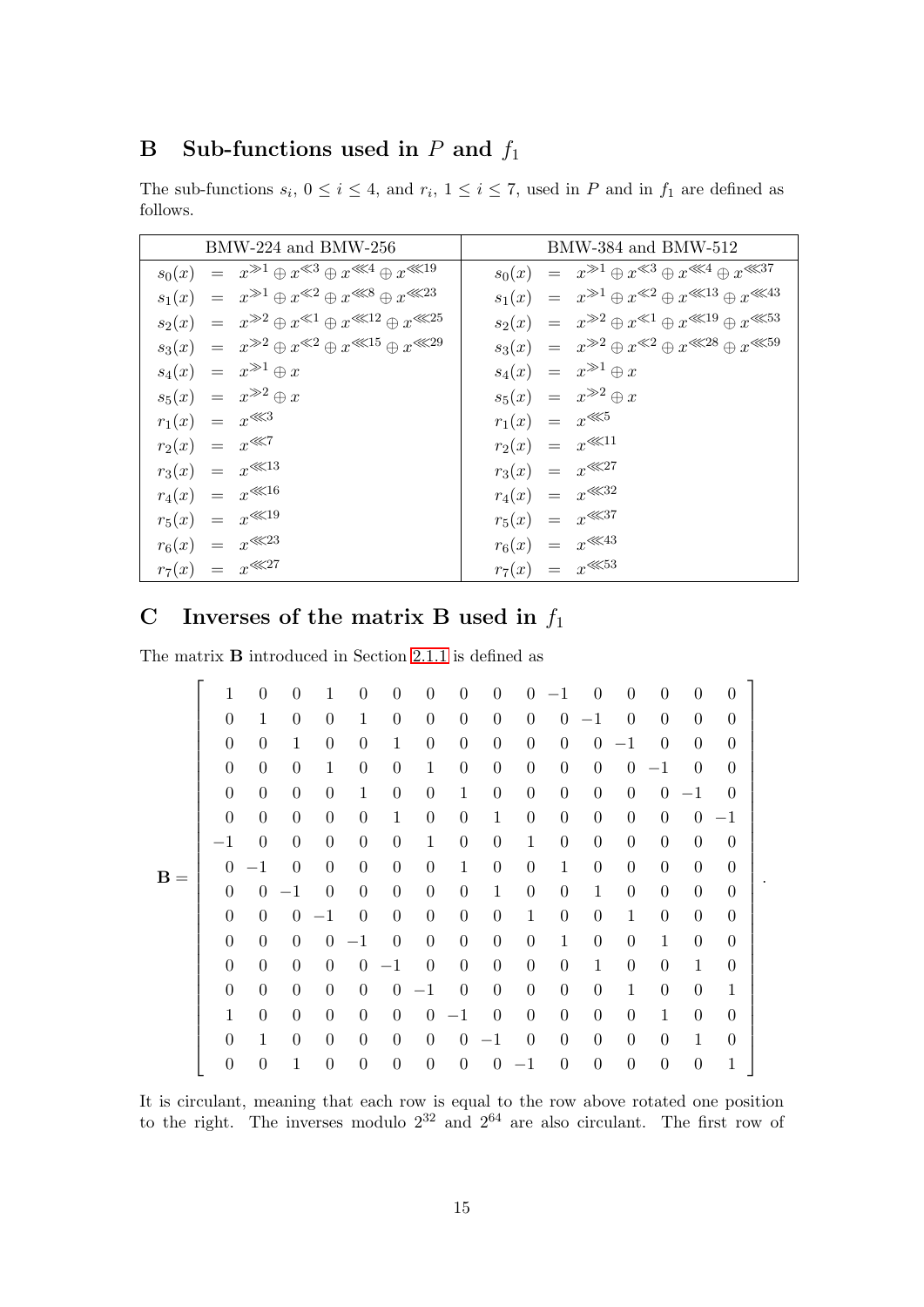## B Sub-functions used in $P$ and $f_1$

The sub-functions $s_i$, $0 \le i \le 4$, and $r_i$, $1 \le i \le 7$, used in $P$ and in $f_1$ are defined as follows.

| BMW-224 and BMW-256 | BMW-384 and BMW-512 |
|---|---|
| $s_0(x) = x^{\gg 1} \oplus x^{\ll 3} \oplus x^{\lll 4} \oplus x^{\lll 19}$ | $s_0(x) = x^{\gg 1} \oplus x^{\ll 3} \oplus x^{\lll 4} \oplus x^{\lll 37}$ |
| $s_1(x) = x^{\gg 1} \oplus x^{\ll 2} \oplus x^{\lll 8} \oplus x^{\lll 23}$ | $s_1(x) = x^{\gg 1} \oplus x^{\ll 2} \oplus x^{\lll 13} \oplus x^{\lll 43}$ |
| $s_2(x) = x^{\gg 2} \oplus x^{\ll 1} \oplus x^{\lll 12} \oplus x^{\lll 25}$ | $s_2(x) = x^{\gg 2} \oplus x^{\ll 1} \oplus x^{\lll 19} \oplus x^{\lll 53}$ |
| $s_3(x) = x^{\gg 2} \oplus x^{\ll 2} \oplus x^{\lll 15} \oplus x^{\lll 29}$ | $s_3(x) = x^{\gg 2} \oplus x^{\ll 2} \oplus x^{\lll 28} \oplus x^{\lll 59}$ |
| $s_4(x) = x^{\gg 1} \oplus x$ | $s_4(x) = x^{\gg 1} \oplus x$ |
| $s_5(x) = x^{\gg 2} \oplus x$ | $s_5(x) = x^{\gg 2} \oplus x$ |
| $r_1(x) = x^{\lll 3}$ | $r_1(x) = x^{\lll 5}$ |
| $r_2(x) = x^{\lll 7}$ | $r_2(x) = x^{\lll 11}$ |
| $r_3(x) = x^{\lll 13}$ | $r_3(x) = x^{\lll 27}$ |
| $r_4(x) = x^{\lll 16}$ | $r_4(x) = x^{\lll 32}$ |
| $r_5(x) = x^{\lll 19}$ | $r_5(x) = x^{\lll 37}$ |
| $r_6(x) = x^{\lll 23}$ | $r_6(x) = x^{\lll 43}$ |
| $r_7(x) = x^{\lll 27}$ | $r_7(x) = x^{\lll 53}$ |

## C Inverses of the matrix B used in $f_1$

The matrix $\mathbf{B}$ introduced in Section 2.1.1 is defined as

$$\mathbf{B} = \begin{bmatrix}
1 & 0 & 0 & 1 & 0 & 0 & 0 & 0 & 0 & 0 & -1 & 0 & 0 & 0 & 0 & 0 \\
0 & 1 & 0 & 0 & 1 & 0 & 0 & 0 & 0 & 0 & 0 & -1 & 0 & 0 & 0 & 0 \\
0 & 0 & 1 & 0 & 0 & 1 & 0 & 0 & 0 & 0 & 0 & 0 & -1 & 0 & 0 & 0 \\
0 & 0 & 0 & 1 & 0 & 0 & 1 & 0 & 0 & 0 & 0 & 0 & 0 & -1 & 0 & 0 \\
0 & 0 & 0 & 0 & 1 & 0 & 0 & 1 & 0 & 0 & 0 & 0 & 0 & 0 & -1 & 0 \\
0 & 0 & 0 & 0 & 0 & 1 & 0 & 0 & 1 & 0 & 0 & 0 & 0 & 0 & 0 & -1 \\
-1 & 0 & 0 & 0 & 0 & 0 & 1 & 0 & 0 & 1 & 0 & 0 & 0 & 0 & 0 & 0 \\
0 & -1 & 0 & 0 & 0 & 0 & 0 & 1 & 0 & 0 & 1 & 0 & 0 & 0 & 0 & 0 \\
0 & 0 & -1 & 0 & 0 & 0 & 0 & 0 & 1 & 0 & 0 & 1 & 0 & 0 & 0 & 0 \\
0 & 0 & 0 & -1 & 0 & 0 & 0 & 0 & 0 & 1 & 0 & 0 & 1 & 0 & 0 & 0 \\
0 & 0 & 0 & 0 & -1 & 0 & 0 & 0 & 0 & 0 & 1 & 0 & 0 & 1 & 0 & 0 \\
0 & 0 & 0 & 0 & 0 & -1 & 0 & 0 & 0 & 0 & 0 & 1 & 0 & 0 & 1 & 0 \\
0 & 0 & 0 & 0 & 0 & 0 & -1 & 0 & 0 & 0 & 0 & 0 & 1 & 0 & 0 & 1 \\
1 & 0 & 0 & 0 & 0 & 0 & 0 & -1 & 0 & 0 & 0 & 0 & 0 & 1 & 0 & 0 \\
0 & 1 & 0 & 0 & 0 & 0 & 0 & 0 & -1 & 0 & 0 & 0 & 0 & 0 & 1 & 0 \\
0 & 0 & 1 & 0 & 0 & 0 & 0 & 0 & 0 & -1 & 0 & 0 & 0 & 0 & 0 & 1
\end{bmatrix}.$$

It is circulant, meaning that each row is equal to the row above rotated one position to the right. The inverses modulo $2^{32}$ and $2^{64}$ are also circulant. The first row of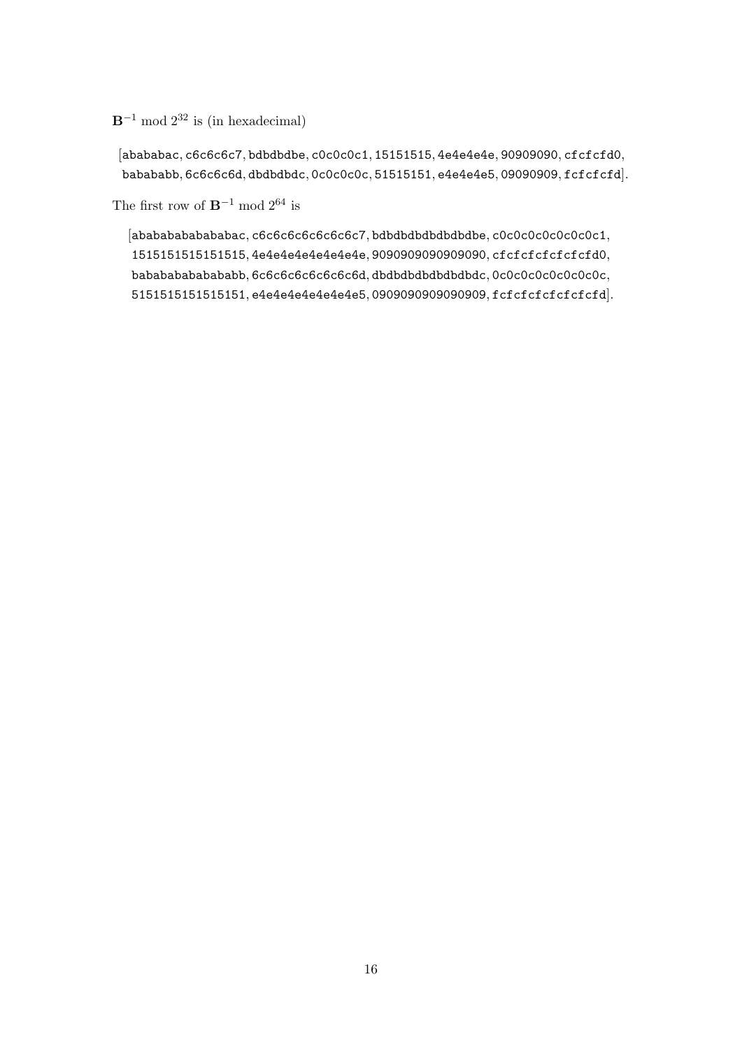$\mathbf{B}^{-1} \bmod 2^{32}$ is (in hexadecimal)

$[\mathtt{abababac}, \mathtt{c6c6c6c7}, \mathtt{bdbdbdbe}, \mathtt{c0c0c0c1}, \mathtt{15151515}, \mathtt{4e4e4e4e}, \mathtt{90909090}, \mathtt{cfcfcfd0},$
$\mathtt{bababab b}, \mathtt{6c6c6c6d}, \mathtt{dbdbdbdc}, \mathtt{0c0c0c0c}, \mathtt{51515151}, \mathtt{e4e4e4e5}, \mathtt{09090909}, \mathtt{fcfcfcfd}].$

The first row of $\mathbf{B}^{-1} \bmod 2^{64}$ is

$[\mathtt{abababababababac}, \mathtt{c6c6c6c6c6c6c6c7}, \mathtt{bdbdbdbdbdbdbdbe}, \mathtt{c0c0c0c0c0c0c0c1},$
$\mathtt{1515151515151515}, \mathtt{4e4e4e4e4e4e4e4e}, \mathtt{9090909090909090}, \mathtt{cfcfcfcfcfcfcfd0},$
$\mathtt{babababababababb}, \mathtt{6c6c6c6c6c6c6c6d}, \mathtt{dbdbdbdbdbdbdbdc}, \mathtt{0c0c0c0c0c0c0c0c},$
$\mathtt{5151515151515151}, \mathtt{e4e4e4e4e4e4e4e5}, \mathtt{0909090909090909}, \mathtt{fcfcfcfcfcfcfcfd}].$